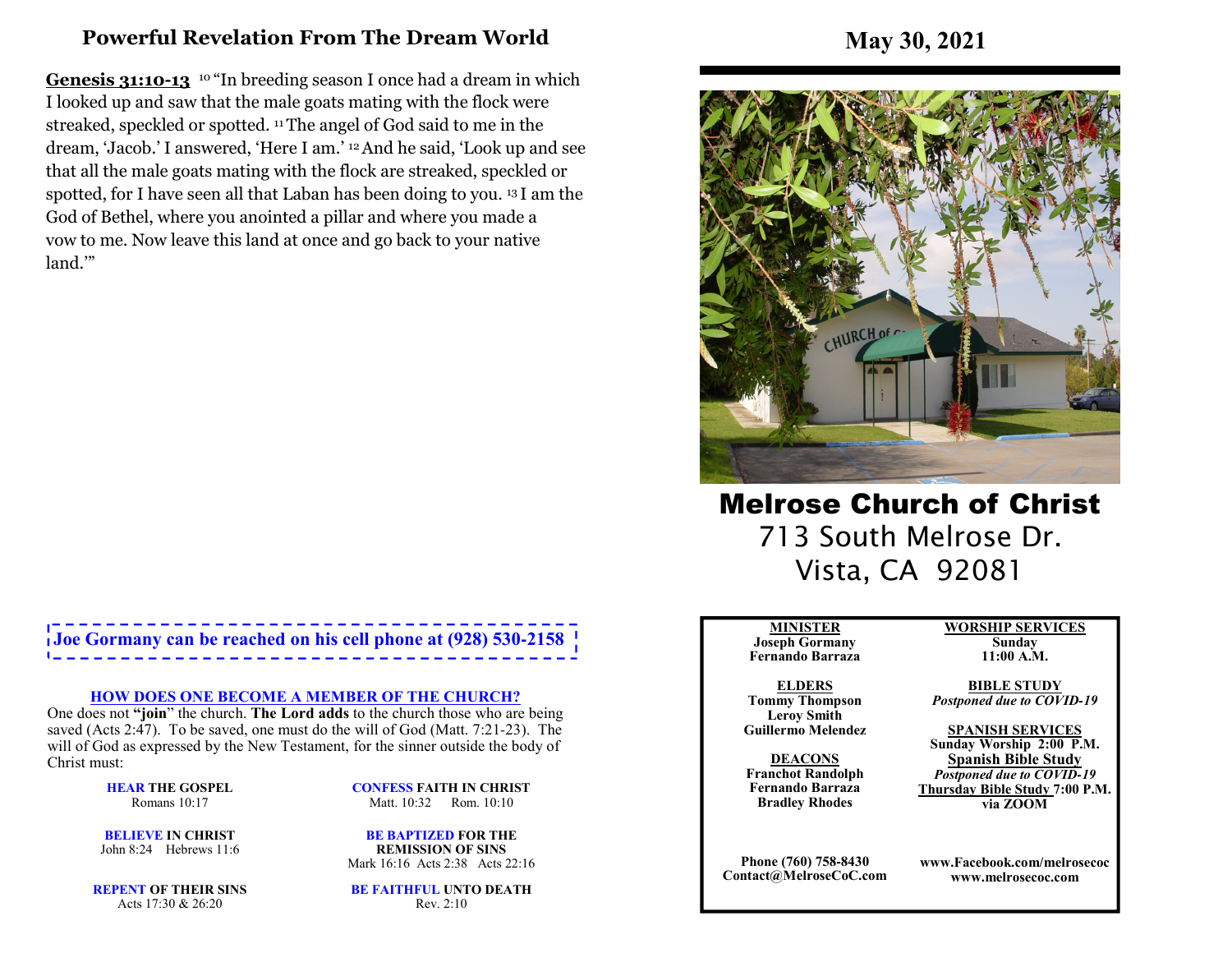# Powerful Revelation From The Dream World

**Genesis 31:10-13** [10] "In breeding season I once had a dream in which I looked up and saw that the male goats mating with the flock were streaked, speckled or spotted. [11] The angel of God said to me in the dream, 'Jacob.' I answered, 'Here I am.' [12] And he said, 'Look up and see that all the male goats mating with the flock are streaked, speckled or spotted, for I have seen all that Laban has been doing to you. [13] I am the God of Bethel, where you anointed a pillar and where you made a vow to me. Now leave this land at once and go back to your native land.'"

**Joe Gormany can be reached on his cell phone at (928) 530-2158**

**HOW DOES ONE BECOME A MEMBER OF THE CHURCH?**

One does not **"join"** the church. **The Lord adds** to the church those who are being saved (Acts 2:47). To be saved, one must do the will of God (Matt. 7:21-23). The will of God as expressed by the New Testament, for the sinner outside the body of Christ must:

**HEAR THE GOSPEL**
Romans 10:17

**BELIEVE IN CHRIST**
John 8:24 Hebrews 11:6

**REPENT OF THEIR SINS**
Acts 17:30 & 26:20

**CONFESS FAITH IN CHRIST**
Matt. 10:32 Rom. 10:10

**BE BAPTIZED FOR THE REMISSION OF SINS**
Mark 16:16 Acts 2:38 Acts 22:16

**BE FAITHFUL UNTO DEATH**
Rev. 2:10

# May 30, 2021

# Melrose Church of Christ

713 South Melrose Dr.
Vista, CA 92081

**MINISTER**
**Joseph Gormany**
**Fernando Barraza**

**ELDERS**
**Tommy Thompson**
**Leroy Smith**
**Guillermo Melendez**

**DEACONS**
**Franchot Randolph**
**Fernando Barraza**
**Bradley Rhodes**

**Phone (760) 758-8430**
**Contact@MelroseCoC.com**

**WORSHIP SERVICES**
**Sunday**
**11:00 A.M.**

**BIBLE STUDY**
***Postponed due to COVID-19***

**SPANISH SERVICES**
**Sunday Worship 2:00 P.M.**
**Spanish Bible Study**
***Postponed due to COVID-19***
**Thursday Bible Study 7:00 P.M. via ZOOM**

**www.Facebook.com/melrosecoc**
**www.melrosecoc.com**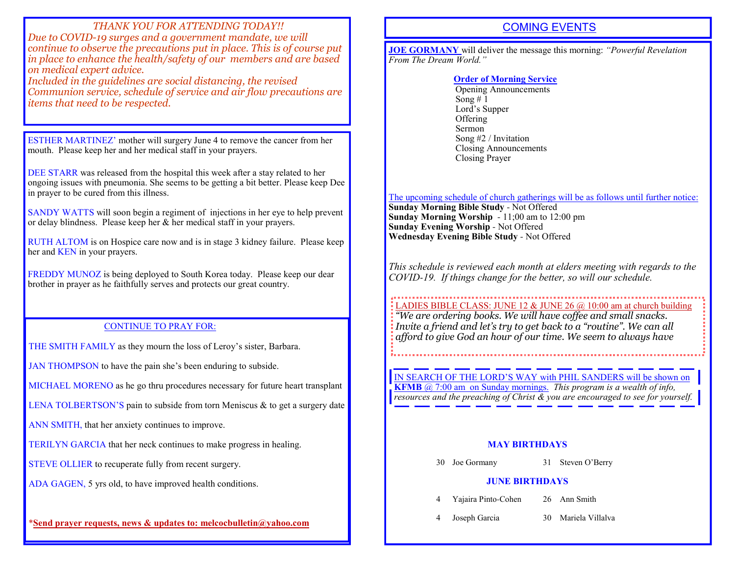*THANK YOU FOR ATTENDING TODAY!!*

*Due to COVID-19 surges and a government mandate, we will continue to observe the precautions put in place. This is of course put in place to enhance the health/safety of our members and are based on medical expert advice.*

*Included in the guidelines are social distancing, the revised Communion service, schedule of service and air flow precautions are items that need to be respected.*

ESTHER MARTINEZ' mother will surgery June 4 to remove the cancer from her mouth. Please keep her and her medical staff in your prayers.

DEE STARR was released from the hospital this week after a stay related to her ongoing issues with pneumonia. She seems to be getting a bit better. Please keep Dee in prayer to be cured from this illness.

SANDY WATTS will soon begin a regiment of injections in her eye to help prevent or delay blindness. Please keep her & her medical staff in your prayers.

RUTH ALTOM is on Hospice care now and is in stage 3 kidney failure. Please keep her and KEN in your prayers.

FREDDY MUNOZ is being deployed to South Korea today. Please keep our dear brother in prayer as he faithfully serves and protects our great country.

## CONTINUE TO PRAY FOR:

THE SMITH FAMILY as they mourn the loss of Leroy's sister, Barbara.

JAN THOMPSON to have the pain she's been enduring to subside.

MICHAEL MORENO as he go thru procedures necessary for future heart transplant

LENA TOLBERTSON'S pain to subside from torn Meniscus & to get a surgery date

ANN SMITH, that her anxiety continues to improve.

TERILYN GARCIA that her neck continues to make progress in healing.

STEVE OLLIER to recuperate fully from recent surgery.

ADA GAGEN, 5 yrs old, to have improved health conditions.

***Send prayer requests, news & updates to: melcocbulletin@yahoo.com**

# COMING EVENTS

**JOE GORMANY** will deliver the message this morning: *"Powerful Revelation From The Dream World."*

**Order of Morning Service**

Opening Announcements
Song # 1
Lord's Supper
Offering
Sermon
Song #2 / Invitation
Closing Announcements
Closing Prayer

The upcoming schedule of church gatherings will be as follows until further notice:

**Sunday Morning Bible Study** - Not Offered
**Sunday Morning Worship** - 11;00 am to 12:00 pm
**Sunday Evening Worship** - Not Offered
**Wednesday Evening Bible Study** - Not Offered

*This schedule is reviewed each month at elders meeting with regards to the COVID-19. If things change for the better, so will our schedule.*

LADIES BIBLE CLASS: JUNE 12 & JUNE 26 @ 10:00 am at church building
*"We are ordering books. We will have coffee and small snacks. Invite a friend and let's try to get back to a "routine". We can all afford to give God an hour of our time. We seem to always have*

IN SEARCH OF THE LORD'S WAY with PHIL SANDERS will be shown on **KFMB** @ 7:00 am on Sunday mornings. *This program is a wealth of info, resources and the preaching of Christ & you are encouraged to see for yourself.*

**MAY BIRTHDAYS**

30 Joe Gormany — 31 Steven O'Berry

**JUNE BIRTHDAYS**

4 Yajaira Pinto-Cohen — 26 Ann Smith

4 Joseph Garcia — 30 Mariela Villalva